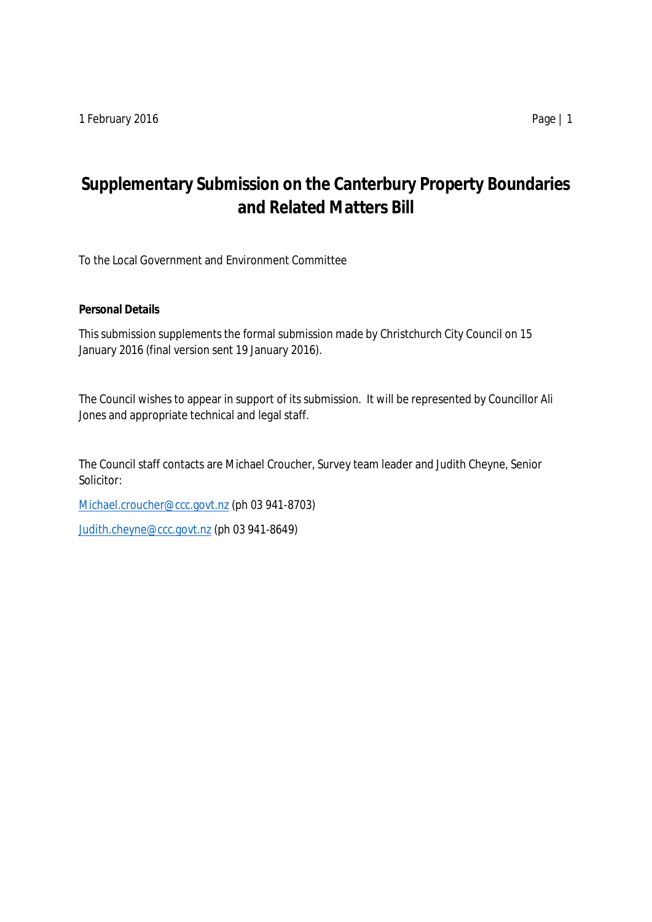1 February 2016

# Supplementary Submission on the Canterbury Property Boundaries and Related Matters Bill

To the Local Government and Environment Committee

**Personal Details**

This submission supplements the formal submission made by Christchurch City Council on 15 January 2016 (final version sent 19 January 2016).

The Council wishes to appear in support of its submission. It will be represented by Councillor Ali Jones and appropriate technical and legal staff.

The Council staff contacts are Michael Croucher, Survey team leader and Judith Cheyne, Senior Solicitor:

Michael.croucher@ccc.govt.nz (ph 03 941-8703)

Judith.cheyne@ccc.govt.nz (ph 03 941-8649)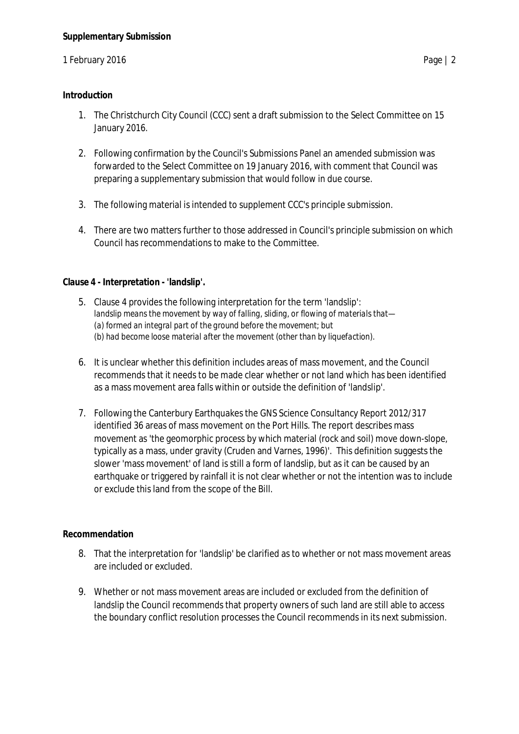**Introduction**

1. The Christchurch City Council (CCC) sent a draft submission to the Select Committee on 15 January 2016.

2. Following confirmation by the Council's Submissions Panel an amended submission was forwarded to the Select Committee on 19 January 2016, with comment that Council was preparing a supplementary submission that would follow in due course.

3. The following material is intended to supplement CCC's principle submission.

4. There are two matters further to those addressed in Council's principle submission on which Council has recommendations to make to the Committee.

**Clause 4 - Interpretation - 'landslip'.**

5. Clause 4 provides the following interpretation for the term 'landslip':
   *landslip means the movement by way of falling, sliding, or flowing of materials that—*
   *(a) formed an integral part of the ground before the movement; but*
   *(b) had become loose material after the movement (other than by liquefaction).*

6. It is unclear whether this definition includes areas of mass movement, and the Council recommends that it needs to be made clear whether or not land which has been identified as a mass movement area falls within or outside the definition of 'landslip'.

7. Following the Canterbury Earthquakes the GNS Science Consultancy Report 2012/317 identified 36 areas of mass movement on the Port Hills. The report describes mass movement as 'the geomorphic process by which material (rock and soil) move down-slope, typically as a mass, under gravity (Cruden and Varnes, 1996)'. This definition suggests the slower 'mass movement' of land is still a form of landslip, but as it can be caused by an earthquake or triggered by rainfall it is not clear whether or not the intention was to include or exclude this land from the scope of the Bill.

**Recommendation**

8. That the interpretation for 'landslip' be clarified as to whether or not mass movement areas are included or excluded.

9. Whether or not mass movement areas are included or excluded from the definition of landslip the Council recommends that property owners of such land are still able to access the boundary conflict resolution processes the Council recommends in its next submission.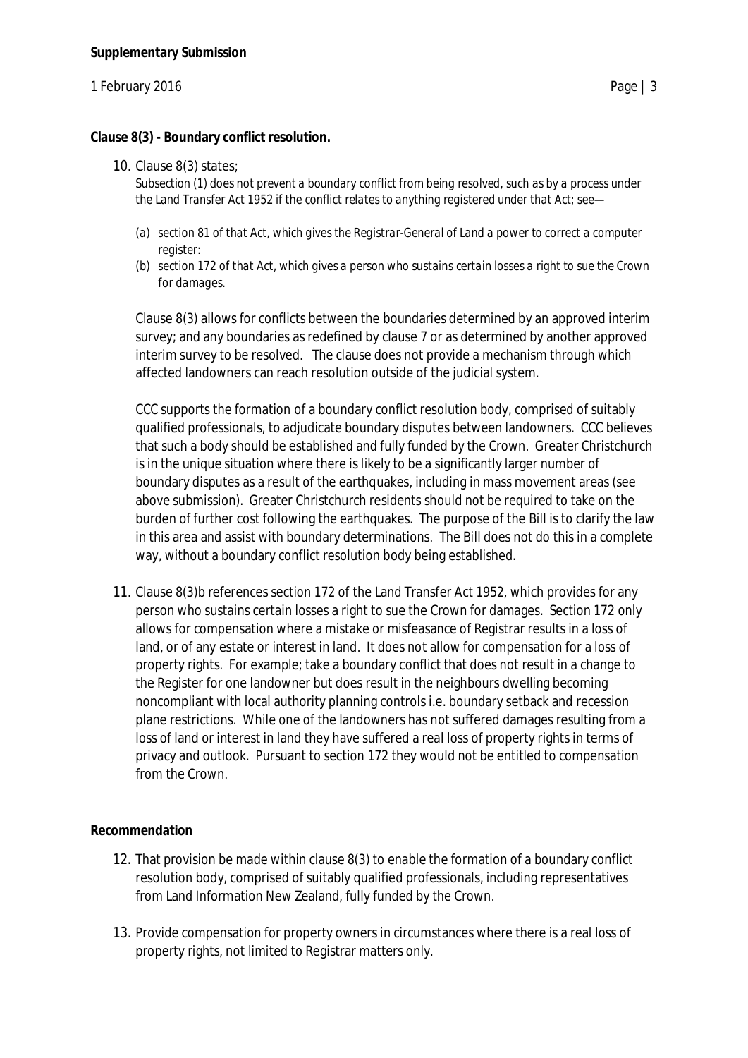**Clause 8(3) - Boundary conflict resolution.**

10. Clause 8(3) states;

    *Subsection (1) does not prevent a boundary conflict from being resolved, such as by a process under the Land Transfer Act 1952 if the conflict relates to anything registered under that Act; see—*

    *(a) section 81 of that Act, which gives the Registrar-General of Land a power to correct a computer register:*

    *(b) section 172 of that Act, which gives a person who sustains certain losses a right to sue the Crown for damages.*

    Clause 8(3) allows for conflicts between the boundaries determined by an approved interim survey; and any boundaries as redefined by clause 7 or as determined by another approved interim survey to be resolved. The clause does not provide a mechanism through which affected landowners can reach resolution outside of the judicial system.

    CCC supports the formation of a boundary conflict resolution body, comprised of suitably qualified professionals, to adjudicate boundary disputes between landowners. CCC believes that such a body should be established and fully funded by the Crown. Greater Christchurch is in the unique situation where there is likely to be a significantly larger number of boundary disputes as a result of the earthquakes, including in mass movement areas (see above submission). Greater Christchurch residents should not be required to take on the burden of further cost following the earthquakes. The purpose of the Bill is to clarify the law in this area and assist with boundary determinations. The Bill does not do this in a complete way, without a boundary conflict resolution body being established.

11. Clause 8(3)b references section 172 of the Land Transfer Act 1952, which provides for any person who sustains certain losses a right to sue the Crown for damages. Section 172 only allows for compensation where a mistake or misfeasance of Registrar results in a loss of land, or of any estate or interest in land. It does not allow for compensation for a loss of property rights. For example; take a boundary conflict that does not result in a change to the Register for one landowner but does result in the neighbours dwelling becoming noncompliant with local authority planning controls i.e. boundary setback and recession plane restrictions. While one of the landowners has not suffered damages resulting from a loss of land or interest in land they have suffered a real loss of property rights in terms of privacy and outlook. Pursuant to section 172 they would not be entitled to compensation from the Crown.

**Recommendation**

12. That provision be made within clause 8(3) to enable the formation of a boundary conflict resolution body, comprised of suitably qualified professionals, including representatives from Land Information New Zealand, fully funded by the Crown.

13. Provide compensation for property owners in circumstances where there is a real loss of property rights, not limited to Registrar matters only.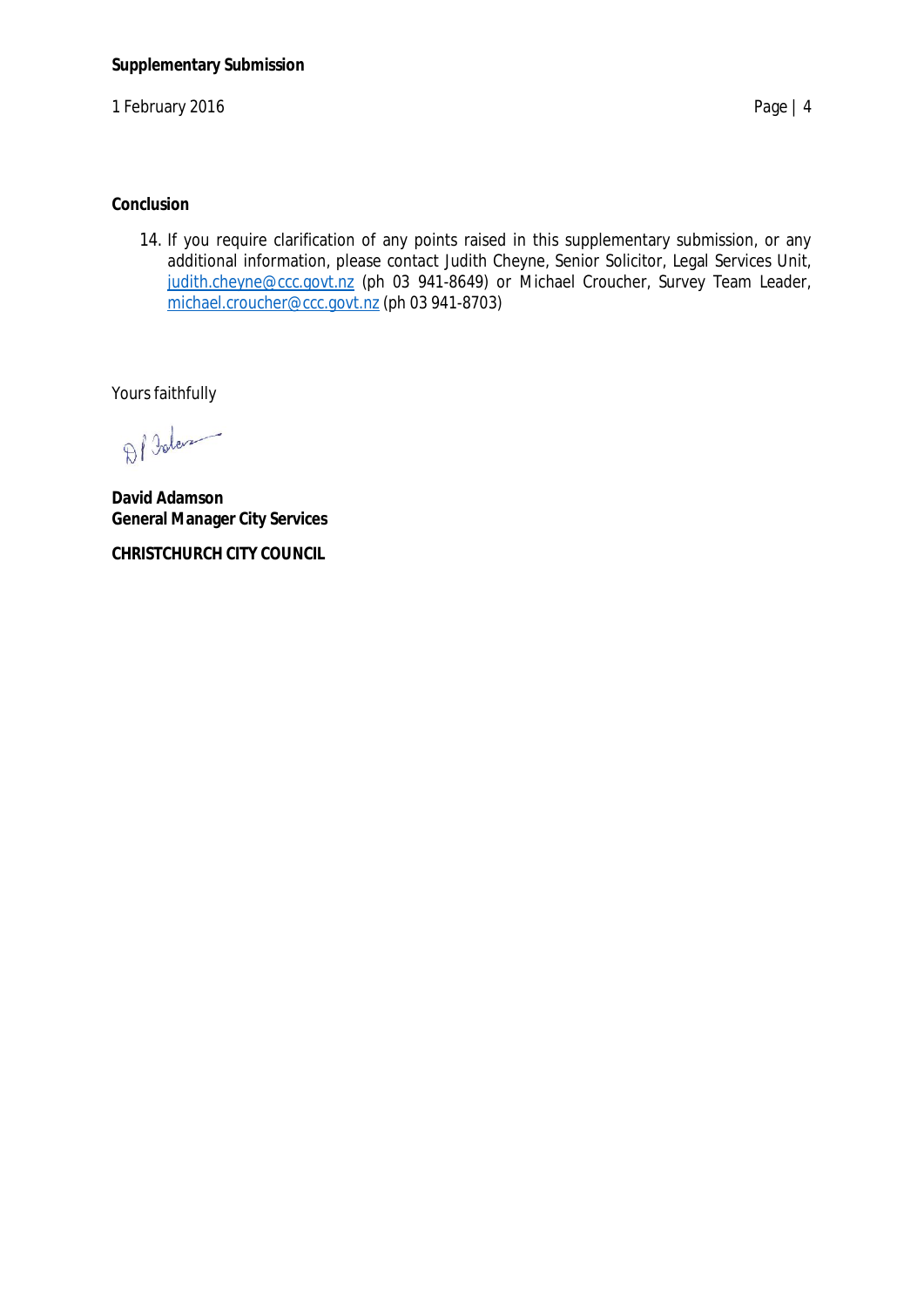**Conclusion**

14. If you require clarification of any points raised in this supplementary submission, or any additional information, please contact Judith Cheyne, Senior Solicitor, Legal Services Unit, judith.cheyne@ccc.govt.nz (ph 03 941-8649) or Michael Croucher, Survey Team Leader, michael.croucher@ccc.govt.nz (ph 03 941-8703)

Yours faithfully

**David Adamson**
**General Manager City Services**

**CHRISTCHURCH CITY COUNCIL**